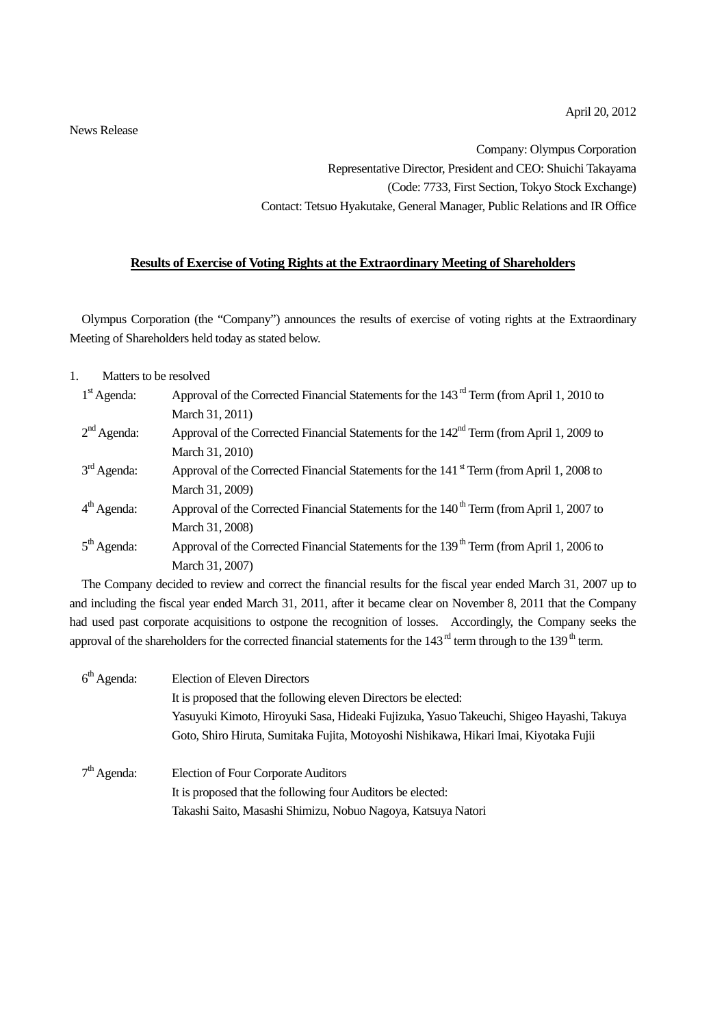April 20, 2012

News Release

Company: Olympus Corporation
Representative Director, President and CEO: Shuichi Takayama
(Code: 7733, First Section, Tokyo Stock Exchange)
Contact: Tetsuo Hyakutake, General Manager, Public Relations and IR Office

## Results of Exercise of Voting Rights at the Extraordinary Meeting of Shareholders

Olympus Corporation (the "Company") announces the results of exercise of voting rights at the Extraordinary Meeting of Shareholders held today as stated below.

1. Matters to be resolved

1st Agenda: Approval of the Corrected Financial Statements for the 143rd Term (from April 1, 2010 to March 31, 2011)

2nd Agenda: Approval of the Corrected Financial Statements for the 142nd Term (from April 1, 2009 to March 31, 2010)

3rd Agenda: Approval of the Corrected Financial Statements for the 141st Term (from April 1, 2008 to March 31, 2009)

4th Agenda: Approval of the Corrected Financial Statements for the 140th Term (from April 1, 2007 to March 31, 2008)

5th Agenda: Approval of the Corrected Financial Statements for the 139th Term (from April 1, 2006 to March 31, 2007)

The Company decided to review and correct the financial results for the fiscal year ended March 31, 2007 up to and including the fiscal year ended March 31, 2011, after it became clear on November 8, 2011 that the Company had used past corporate acquisitions to ostpone the recognition of losses. Accordingly, the Company seeks the approval of the shareholders for the corrected financial statements for the 143rd term through to the 139th term.

6th Agenda: Election of Eleven Directors
It is proposed that the following eleven Directors be elected:
Yasuyuki Kimoto, Hiroyuki Sasa, Hideaki Fujizuka, Yasuo Takeuchi, Shigeo Hayashi, Takuya Goto, Shiro Hiruta, Sumitaka Fujita, Motoyoshi Nishikawa, Hikari Imai, Kiyotaka Fujii

7th Agenda: Election of Four Corporate Auditors
It is proposed that the following four Auditors be elected:
Takashi Saito, Masashi Shimizu, Nobuo Nagoya, Katsuya Natori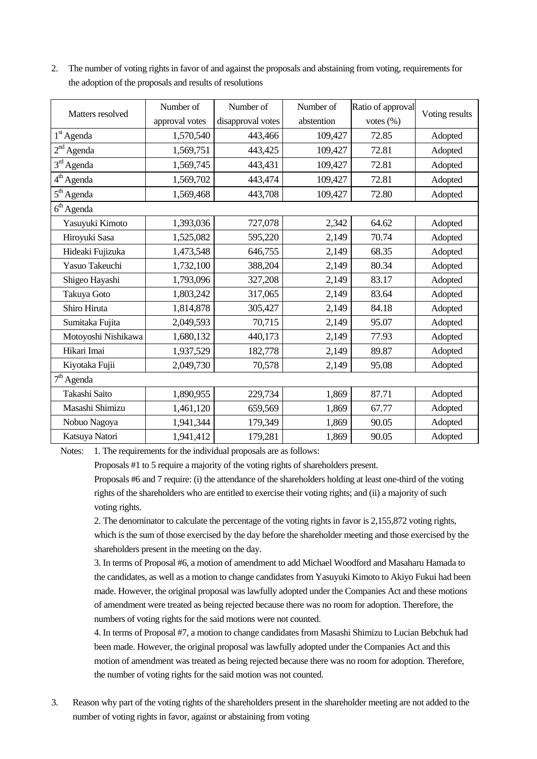2. The number of voting rights in favor of and against the proposals and abstaining from voting, requirements for the adoption of the proposals and results of resolutions

| Matters resolved | Number of approval votes | Number of disapproval votes | Number of abstention | Ratio of approval votes (%) | Voting results |
|---|---|---|---|---|---|
| 1st Agenda | 1,570,540 | 443,466 | 109,427 | 72.85 | Adopted |
| 2nd Agenda | 1,569,751 | 443,425 | 109,427 | 72.81 | Adopted |
| 3rd Agenda | 1,569,745 | 443,431 | 109,427 | 72.81 | Adopted |
| 4th Agenda | 1,569,702 | 443,474 | 109,427 | 72.81 | Adopted |
| 5th Agenda | 1,569,468 | 443,708 | 109,427 | 72.80 | Adopted |
| 6th Agenda | | | | | |
| Yasuyuki Kimoto | 1,393,036 | 727,078 | 2,342 | 64.62 | Adopted |
| Hiroyuki Sasa | 1,525,082 | 595,220 | 2,149 | 70.74 | Adopted |
| Hideaki Fujizuka | 1,473,548 | 646,755 | 2,149 | 68.35 | Adopted |
| Yasuo Takeuchi | 1,732,100 | 388,204 | 2,149 | 80.34 | Adopted |
| Shigeo Hayashi | 1,793,096 | 327,208 | 2,149 | 83.17 | Adopted |
| Takuya Goto | 1,803,242 | 317,065 | 2,149 | 83.64 | Adopted |
| Shiro Hiruta | 1,814,878 | 305,427 | 2,149 | 84.18 | Adopted |
| Sumitaka Fujita | 2,049,593 | 70,715 | 2,149 | 95.07 | Adopted |
| Motoyoshi Nishikawa | 1,680,132 | 440,173 | 2,149 | 77.93 | Adopted |
| Hikari Imai | 1,937,529 | 182,778 | 2,149 | 89.87 | Adopted |
| Kiyotaka Fujii | 2,049,730 | 70,578 | 2,149 | 95.08 | Adopted |
| 7th Agenda | | | | | |
| Takashi Saito | 1,890,955 | 229,734 | 1,869 | 87.71 | Adopted |
| Masashi Shimizu | 1,461,120 | 659,569 | 1,869 | 67.77 | Adopted |
| Nobuo Nagoya | 1,941,344 | 179,349 | 1,869 | 90.05 | Adopted |
| Katsuya Natori | 1,941,412 | 179,281 | 1,869 | 90.05 | Adopted |

Notes: 1. The requirements for the individual proposals are as follows:

Proposals #1 to 5 require a majority of the voting rights of shareholders present.

Proposals #6 and 7 require: (i) the attendance of the shareholders holding at least one-third of the voting rights of the shareholders who are entitled to exercise their voting rights; and (ii) a majority of such voting rights.

2. The denominator to calculate the percentage of the voting rights in favor is 2,155,872 voting rights, which is the sum of those exercised by the day before the shareholder meeting and those exercised by the shareholders present in the meeting on the day.

3. In terms of Proposal #6, a motion of amendment to add Michael Woodford and Masaharu Hamada to the candidates, as well as a motion to change candidates from Yasuyuki Kimoto to Akiyo Fukui had been made. However, the original proposal was lawfully adopted under the Companies Act and these motions of amendment were treated as being rejected because there was no room for adoption. Therefore, the numbers of voting rights for the said motions were not counted.

4. In terms of Proposal #7, a motion to change candidates from Masashi Shimizu to Lucian Bebchuk had been made. However, the original proposal was lawfully adopted under the Companies Act and this motion of amendment was treated as being rejected because there was no room for adoption. Therefore, the number of voting rights for the said motion was not counted.

3. Reason why part of the voting rights of the shareholders present in the shareholder meeting are not added to the number of voting rights in favor, against or abstaining from voting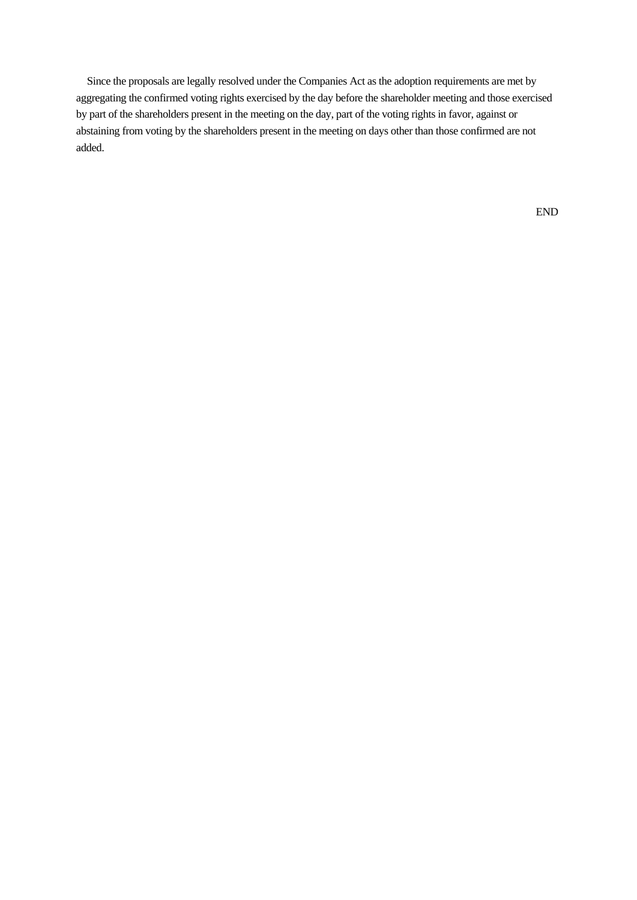Since the proposals are legally resolved under the Companies Act as the adoption requirements are met by aggregating the confirmed voting rights exercised by the day before the shareholder meeting and those exercised by part of the shareholders present in the meeting on the day, part of the voting rights in favor, against or abstaining from voting by the shareholders present in the meeting on days other than those confirmed are not added.

END